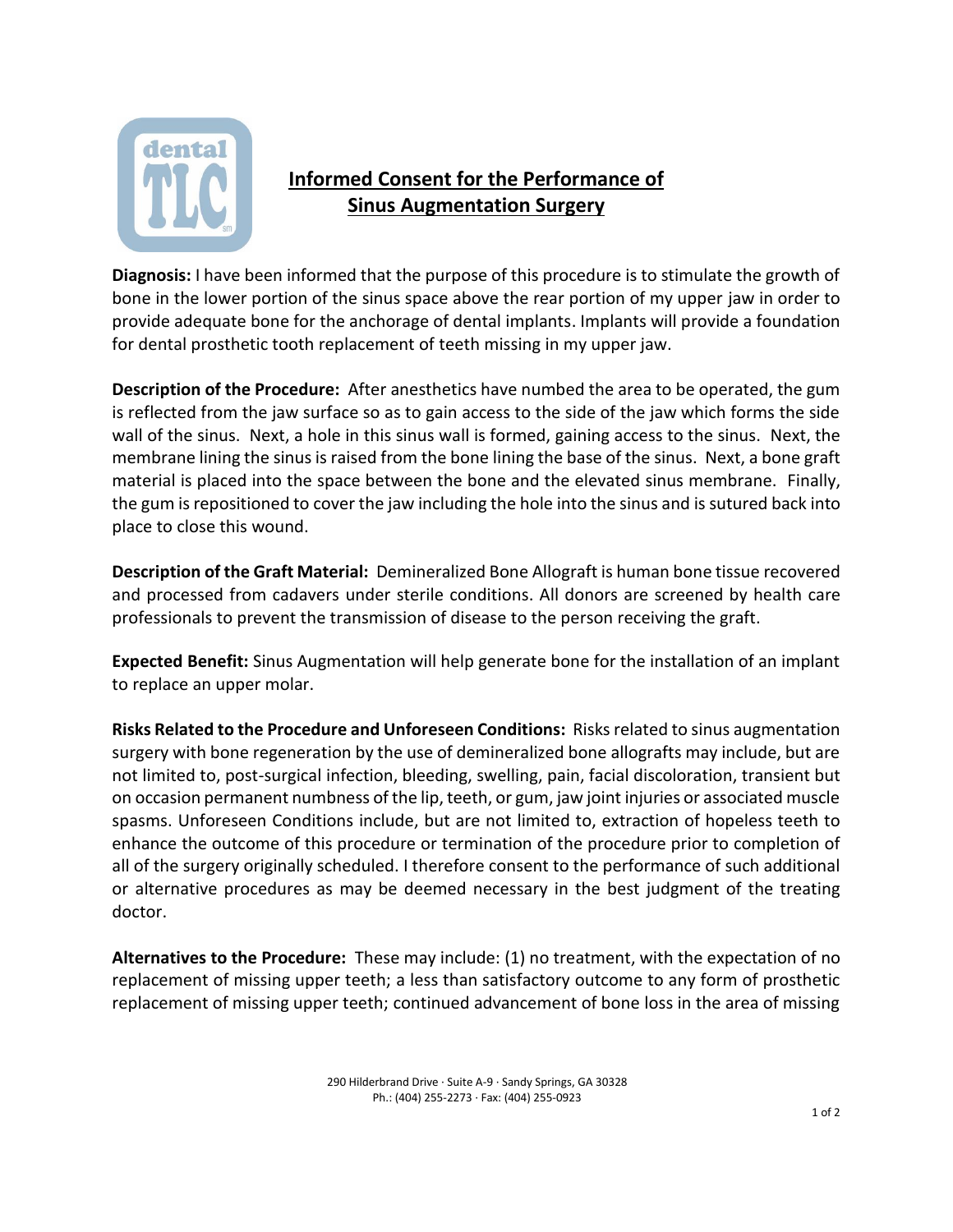# Informed Consent for the Performance of Sinus Augmentation Surgery

**Diagnosis:** I have been informed that the purpose of this procedure is to stimulate the growth of bone in the lower portion of the sinus space above the rear portion of my upper jaw in order to provide adequate bone for the anchorage of dental implants. Implants will provide a foundation for dental prosthetic tooth replacement of teeth missing in my upper jaw.

**Description of the Procedure:** After anesthetics have numbed the area to be operated, the gum is reflected from the jaw surface so as to gain access to the side of the jaw which forms the side wall of the sinus. Next, a hole in this sinus wall is formed, gaining access to the sinus. Next, the membrane lining the sinus is raised from the bone lining the base of the sinus. Next, a bone graft material is placed into the space between the bone and the elevated sinus membrane. Finally, the gum is repositioned to cover the jaw including the hole into the sinus and is sutured back into place to close this wound.

**Description of the Graft Material:** Demineralized Bone Allograft is human bone tissue recovered and processed from cadavers under sterile conditions. All donors are screened by health care professionals to prevent the transmission of disease to the person receiving the graft.

**Expected Benefit:** Sinus Augmentation will help generate bone for the installation of an implant to replace an upper molar.

**Risks Related to the Procedure and Unforeseen Conditions:** Risks related to sinus augmentation surgery with bone regeneration by the use of demineralized bone allografts may include, but are not limited to, post-surgical infection, bleeding, swelling, pain, facial discoloration, transient but on occasion permanent numbness of the lip, teeth, or gum, jaw joint injuries or associated muscle spasms. Unforeseen Conditions include, but are not limited to, extraction of hopeless teeth to enhance the outcome of this procedure or termination of the procedure prior to completion of all of the surgery originally scheduled. I therefore consent to the performance of such additional or alternative procedures as may be deemed necessary in the best judgment of the treating doctor.

**Alternatives to the Procedure:** These may include: (1) no treatment, with the expectation of no replacement of missing upper teeth; a less than satisfactory outcome to any form of prosthetic replacement of missing upper teeth; continued advancement of bone loss in the area of missing

290 Hilderbrand Drive · Suite A-9 · Sandy Springs, GA 30328
Ph.: (404) 255-2273 · Fax: (404) 255-0923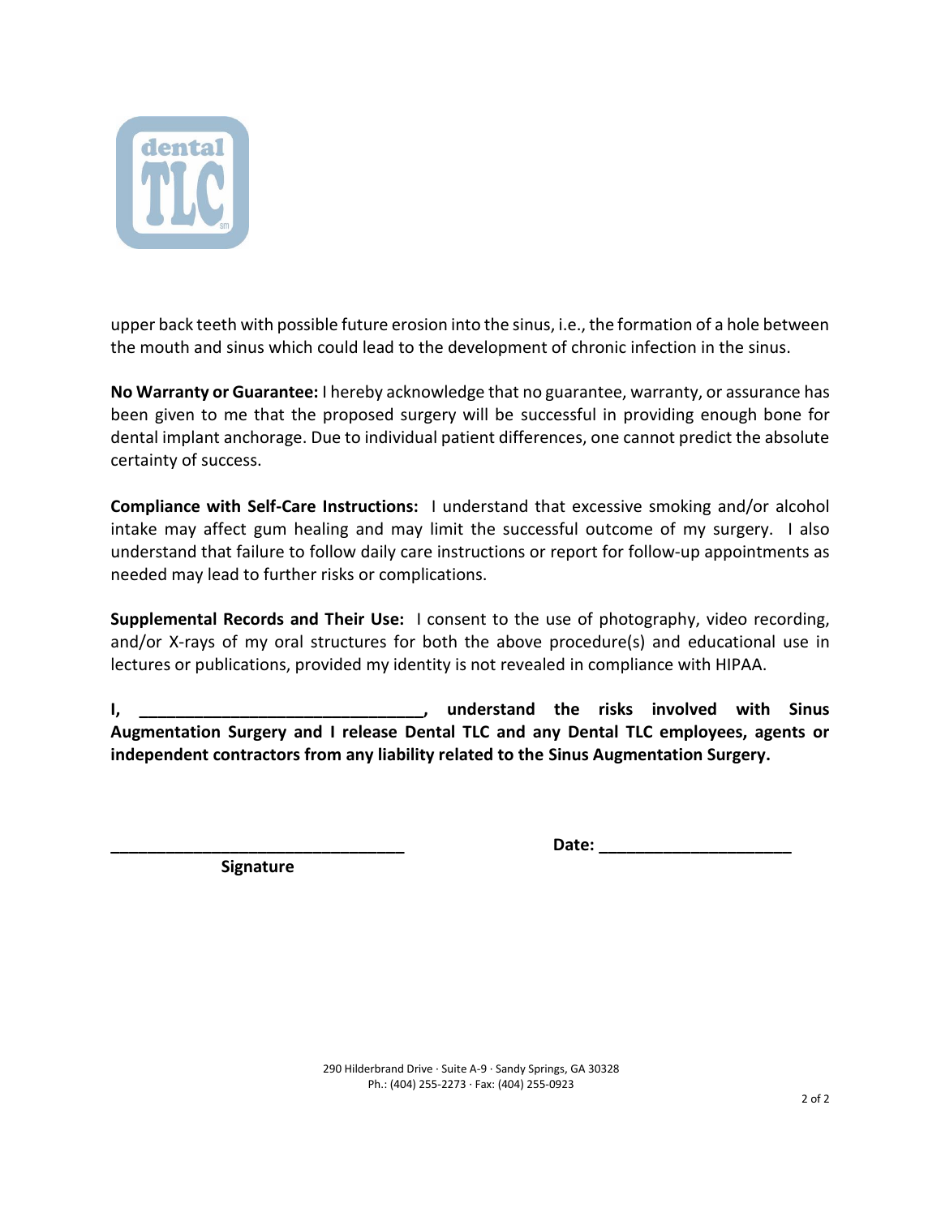upper back teeth with possible future erosion into the sinus, i.e., the formation of a hole between the mouth and sinus which could lead to the development of chronic infection in the sinus.

**No Warranty or Guarantee:** I hereby acknowledge that no guarantee, warranty, or assurance has been given to me that the proposed surgery will be successful in providing enough bone for dental implant anchorage. Due to individual patient differences, one cannot predict the absolute certainty of success.

**Compliance with Self-Care Instructions:** I understand that excessive smoking and/or alcohol intake may affect gum healing and may limit the successful outcome of my surgery. I also understand that failure to follow daily care instructions or report for follow-up appointments as needed may lead to further risks or complications.

**Supplemental Records and Their Use:** I consent to the use of photography, video recording, and/or X-rays of my oral structures for both the above procedure(s) and educational use in lectures or publications, provided my identity is not revealed in compliance with HIPAA.

**I, _______________________________, understand the risks involved with Sinus Augmentation Surgery and I release Dental TLC and any Dental TLC employees, agents or independent contractors from any liability related to the Sinus Augmentation Surgery.**

**________________________________** **Date: _____________________**

**Signature**

290 Hilderbrand Drive · Suite A-9 · Sandy Springs, GA 30328
Ph.: (404) 255-2273 · Fax: (404) 255-0923